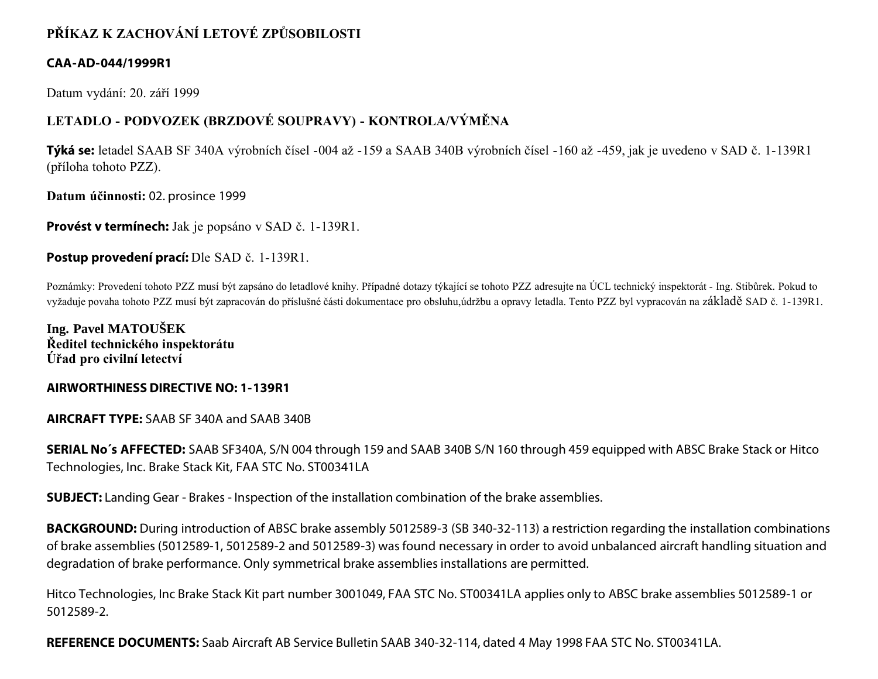# PŘÍKAZ K ZACHOVÁNÍ LETOVÉ ZPŮSOBILOSTI

**CAA-AD-044/1999R1**

Datum vydání: 20. září 1999

## LETADLO - PODVOZEK (BRZDOVÉ SOUPRAVY) - KONTROLA/VÝMĚNA

**Týká se:** letadel SAAB SF 340A výrobních čísel -004 až -159 a SAAB 340B výrobních čísel -160 až -459, jak je uvedeno v SAD č. 1-139R1 (příloha tohoto PZZ).

**Datum účinnosti:** 02. prosince 1999

**Provést v termínech:** Jak je popsáno v SAD č. 1-139R1.

**Postup provedení prací:** Dle SAD č. 1-139R1.

Poznámky: Provedení tohoto PZZ musí být zapsáno do letadlové knihy. Případné dotazy týkající se tohoto PZZ adresujte na ÚCL technický inspektorát - Ing. Stibůrek. Pokud to vyžaduje povaha tohoto PZZ musí být zapracován do příslušné části dokumentace pro obsluhu,údržbu a opravy letadla. Tento PZZ byl vypracován na základě SAD č. 1-139R1.

**Ing. Pavel MATOUŠEK**
**Ředitel technického inspektorátu**
**Úřad pro civilní letectví**

**AIRWORTHINESS DIRECTIVE NO: 1-139R1**

**AIRCRAFT TYPE:** SAAB SF 340A and SAAB 340B

**SERIAL No´s AFFECTED:** SAAB SF340A, S/N 004 through 159 and SAAB 340B S/N 160 through 459 equipped with ABSC Brake Stack or Hitco Technologies, Inc. Brake Stack Kit, FAA STC No. ST00341LA

**SUBJECT:** Landing Gear - Brakes - Inspection of the installation combination of the brake assemblies.

**BACKGROUND:** During introduction of ABSC brake assembly 5012589-3 (SB 340-32-113) a restriction regarding the installation combinations of brake assemblies (5012589-1, 5012589-2 and 5012589-3) was found necessary in order to avoid unbalanced aircraft handling situation and degradation of brake performance. Only symmetrical brake assemblies installations are permitted.

Hitco Technologies, Inc Brake Stack Kit part number 3001049, FAA STC No. ST00341LA applies only to ABSC brake assemblies 5012589-1 or 5012589-2.

**REFERENCE DOCUMENTS:** Saab Aircraft AB Service Bulletin SAAB 340-32-114, dated 4 May 1998 FAA STC No. ST00341LA.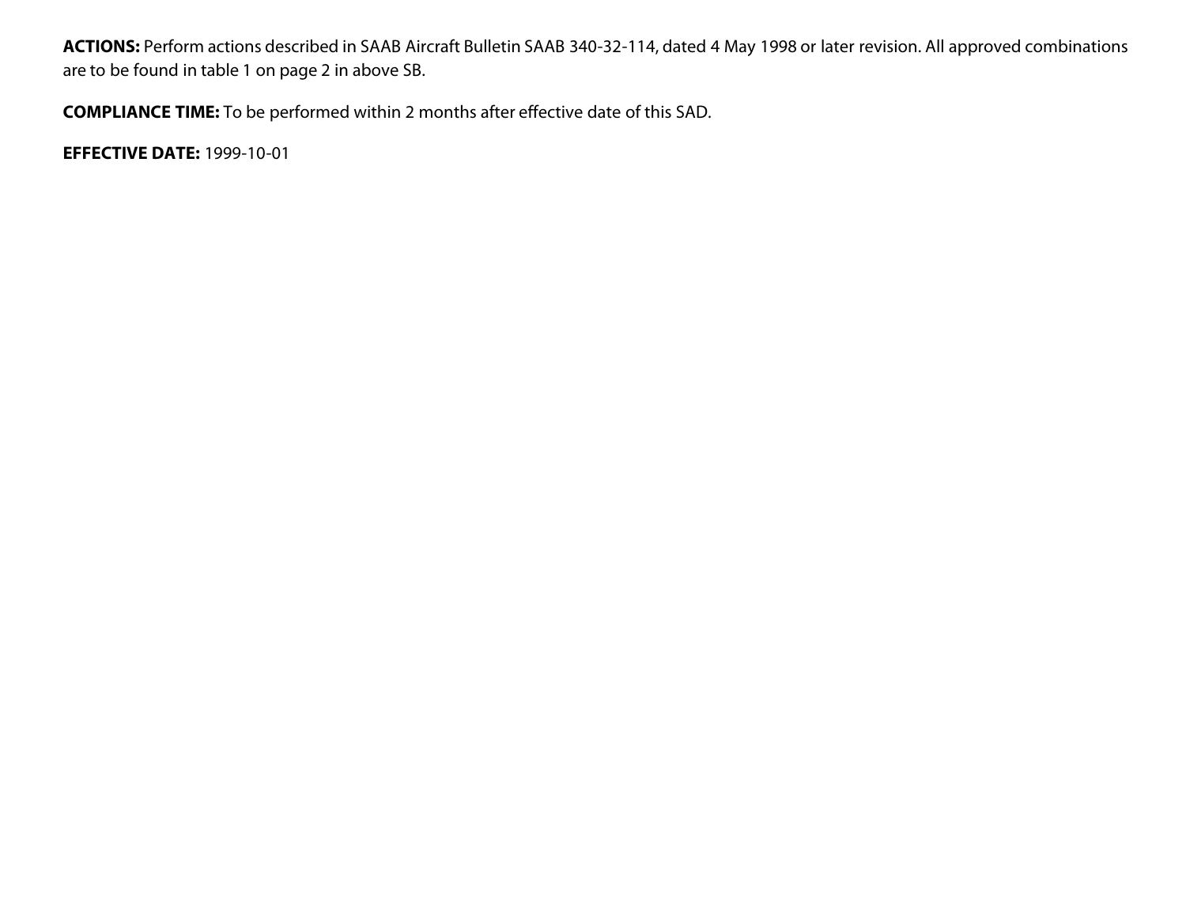**ACTIONS:** Perform actions described in SAAB Aircraft Bulletin SAAB 340-32-114, dated 4 May 1998 or later revision. All approved combinations are to be found in table 1 on page 2 in above SB.

**COMPLIANCE TIME:** To be performed within 2 months after effective date of this SAD.

**EFFECTIVE DATE:** 1999-10-01